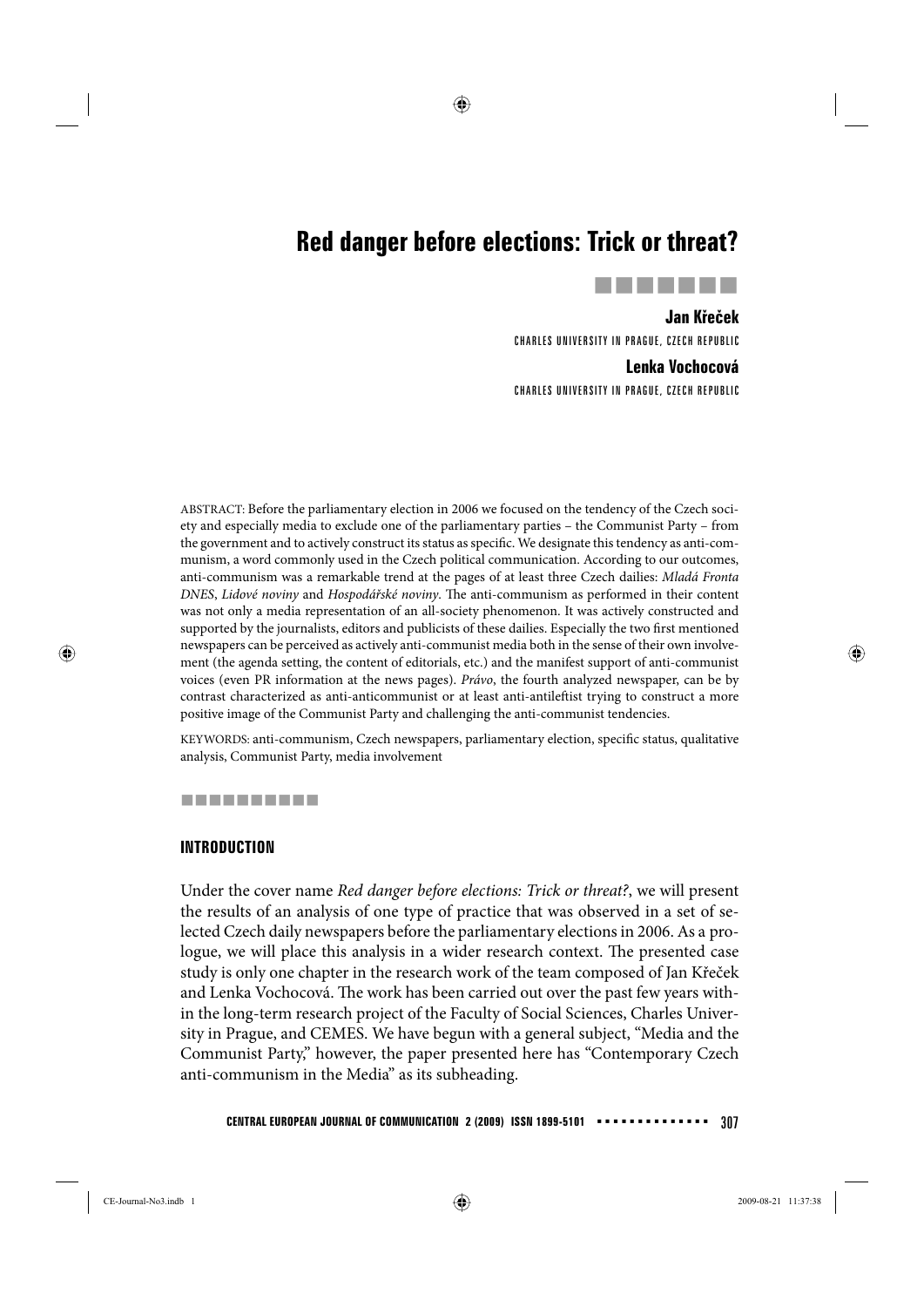# Red danger before elections: Trick or threat?

**Jan Křeček**
CHARLES UNIVERSITY IN PRAGUE, CZECH REPUBLIC

**Lenka Vochocová**
CHARLES UNIVERSITY IN PRAGUE, CZECH REPUBLIC

ABSTRACT: Before the parliamentary election in 2006 we focused on the tendency of the Czech society and especially media to exclude one of the parliamentary parties – the Communist Party – from the government and to actively construct its status as specific. We designate this tendency as anti-communism, a word commonly used in the Czech political communication. According to our outcomes, anti-communism was a remarkable trend at the pages of at least three Czech dailies: *Mladá Fronta DNES*, *Lidové noviny* and *Hospodářské noviny*. The anti-communism as performed in their content was not only a media representation of an all-society phenomenon. It was actively constructed and supported by the journalists, editors and publicists of these dailies. Especially the two first mentioned newspapers can be perceived as actively anti-communist media both in the sense of their own involvement (the agenda setting, the content of editorials, etc.) and the manifest support of anti-communist voices (even PR information at the news pages). *Právo*, the fourth analyzed newspaper, can be by contrast characterized as anti-anticommunist or at least anti-antileftist trying to construct a more positive image of the Communist Party and challenging the anti-communist tendencies.

KEYWORDS: anti-communism, Czech newspapers, parliamentary election, specific status, qualitative analysis, Communist Party, media involvement

## INTRODUCTION

Under the cover name *Red danger before elections: Trick or threat?*, we will present the results of an analysis of one type of practice that was observed in a set of selected Czech daily newspapers before the parliamentary elections in 2006. As a prologue, we will place this analysis in a wider research context. The presented case study is only one chapter in the research work of the team composed of Jan Křeček and Lenka Vochocová. The work has been carried out over the past few years within the long-term research project of the Faculty of Social Sciences, Charles University in Prague, and CEMES. We have begun with a general subject, "Media and the Communist Party," however, the paper presented here has "Contemporary Czech anti-communism in the Media" as its subheading.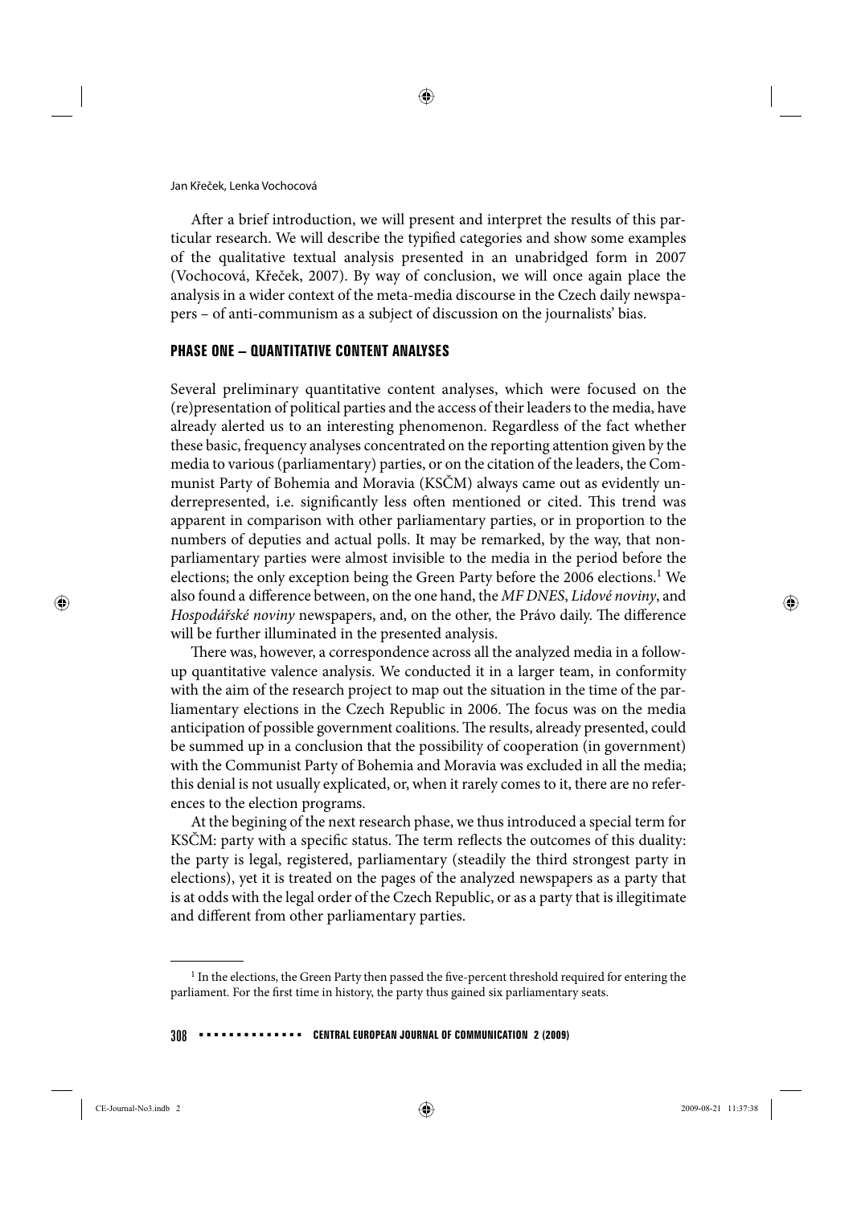After a brief introduction, we will present and interpret the results of this particular research. We will describe the typified categories and show some examples of the qualitative textual analysis presented in an unabridged form in 2007 (Vochocová, Křeček, 2007). By way of conclusion, we will once again place the analysis in a wider context of the meta-media discourse in the Czech daily newspapers – of anti-communism as a subject of discussion on the journalists' bias.

## PHASE ONE – QUANTITATIVE CONTENT ANALYSES

Several preliminary quantitative content analyses, which were focused on the (re)presentation of political parties and the access of their leaders to the media, have already alerted us to an interesting phenomenon. Regardless of the fact whether these basic, frequency analyses concentrated on the reporting attention given by the media to various (parliamentary) parties, or on the citation of the leaders, the Communist Party of Bohemia and Moravia (KSČM) always came out as evidently underrepresented, i.e. significantly less often mentioned or cited. This trend was apparent in comparison with other parliamentary parties, or in proportion to the numbers of deputies and actual polls. It may be remarked, by the way, that nonparliamentary parties were almost invisible to the media in the period before the elections; the only exception being the Green Party before the 2006 elections.[1] We also found a difference between, on the one hand, the *MF DNES*, *Lidové noviny*, and *Hospodářské noviny* newspapers, and, on the other, the Právo daily. The difference will be further illuminated in the presented analysis.

There was, however, a correspondence across all the analyzed media in a followup quantitative valence analysis. We conducted it in a larger team, in conformity with the aim of the research project to map out the situation in the time of the parliamentary elections in the Czech Republic in 2006. The focus was on the media anticipation of possible government coalitions. The results, already presented, could be summed up in a conclusion that the possibility of cooperation (in government) with the Communist Party of Bohemia and Moravia was excluded in all the media; this denial is not usually explicated, or, when it rarely comes to it, there are no references to the election programs.

At the begining of the next research phase, we thus introduced a special term for KSČM: party with a specific status. The term reflects the outcomes of this duality: the party is legal, registered, parliamentary (steadily the third strongest party in elections), yet it is treated on the pages of the analyzed newspapers as a party that is at odds with the legal order of the Czech Republic, or as a party that is illegitimate and different from other parliamentary parties.

[1] In the elections, the Green Party then passed the five-percent threshold required for entering the parliament. For the first time in history, the party thus gained six parliamentary seats.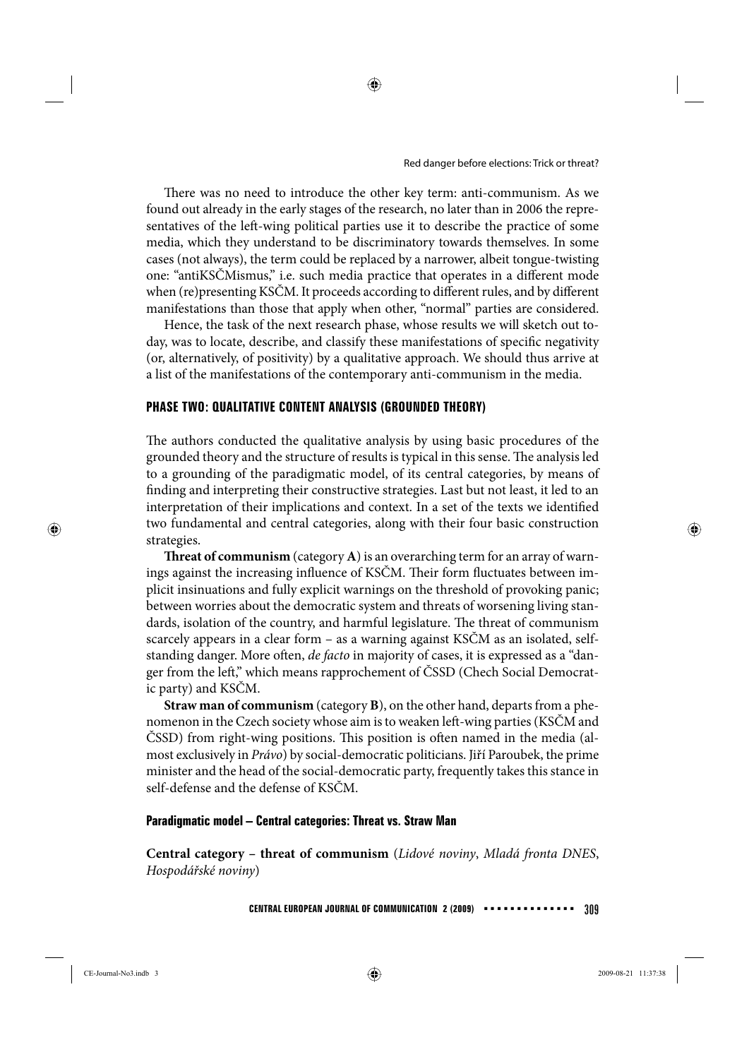There was no need to introduce the other key term: anti-communism. As we found out already in the early stages of the research, no later than in 2006 the representatives of the left-wing political parties use it to describe the practice of some media, which they understand to be discriminatory towards themselves. In some cases (not always), the term could be replaced by a narrower, albeit tongue-twisting one: "antiKSČMismus," i.e. such media practice that operates in a different mode when (re)presenting KSČM. It proceeds according to different rules, and by different manifestations than those that apply when other, "normal" parties are considered.

Hence, the task of the next research phase, whose results we will sketch out today, was to locate, describe, and classify these manifestations of specific negativity (or, alternatively, of positivity) by a qualitative approach. We should thus arrive at a list of the manifestations of the contemporary anti-communism in the media.

## PHASE TWO: QUALITATIVE CONTENT ANALYSIS (GROUNDED THEORY)

The authors conducted the qualitative analysis by using basic procedures of the grounded theory and the structure of results is typical in this sense. The analysis led to a grounding of the paradigmatic model, of its central categories, by means of finding and interpreting their constructive strategies. Last but not least, it led to an interpretation of their implications and context. In a set of the texts we identified two fundamental and central categories, along with their four basic construction strategies.

**Threat of communism** (category **A**) is an overarching term for an array of warnings against the increasing influence of KSČM. Their form fluctuates between implicit insinuations and fully explicit warnings on the threshold of provoking panic; between worries about the democratic system and threats of worsening living standards, isolation of the country, and harmful legislature. The threat of communism scarcely appears in a clear form – as a warning against KSČM as an isolated, self-standing danger. More often, *de facto* in majority of cases, it is expressed as a "danger from the left," which means rapprochement of ČSSD (Chech Social Democratic party) and KSČM.

**Straw man of communism** (category **B**), on the other hand, departs from a phenomenon in the Czech society whose aim is to weaken left-wing parties (KSČM and ČSSD) from right-wing positions. This position is often named in the media (almost exclusively in *Právo*) by social-democratic politicians. Jiří Paroubek, the prime minister and the head of the social-democratic party, frequently takes this stance in self-defense and the defense of KSČM.

### Paradigmatic model – Central categories: Threat vs. Straw Man

**Central category – threat of communism** (*Lidové noviny*, *Mladá fronta DNES*, *Hospodářské noviny*)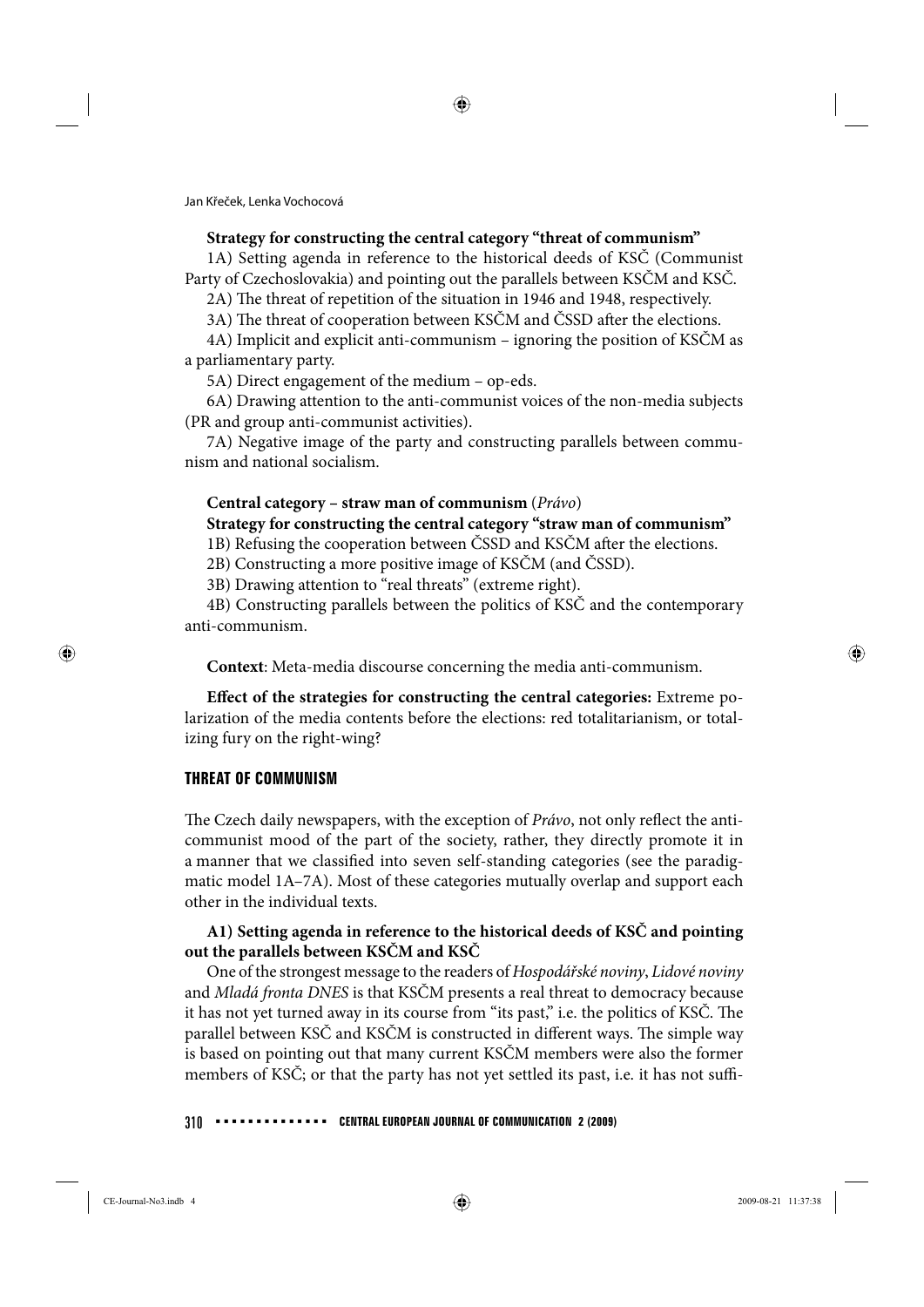**Strategy for constructing the central category "threat of communism"**

1A) Setting agenda in reference to the historical deeds of KSČ (Communist Party of Czechoslovakia) and pointing out the parallels between KSČM and KSČ.

2A) The threat of repetition of the situation in 1946 and 1948, respectively.

3A) The threat of cooperation between KSČM and ČSSD after the elections.

4A) Implicit and explicit anti-communism – ignoring the position of KSČM as a parliamentary party.

5A) Direct engagement of the medium – op-eds.

6A) Drawing attention to the anti-communist voices of the non-media subjects (PR and group anti-communist activities).

7A) Negative image of the party and constructing parallels between communism and national socialism.

**Central category – straw man of communism** (*Právo*)

**Strategy for constructing the central category "straw man of communism"**

1B) Refusing the cooperation between ČSSD and KSČM after the elections.

2B) Constructing a more positive image of KSČM (and ČSSD).

3B) Drawing attention to "real threats" (extreme right).

4B) Constructing parallels between the politics of KSČ and the contemporary anti-communism.

**Context**: Meta-media discourse concerning the media anti-communism.

**Effect of the strategies for constructing the central categories:** Extreme polarization of the media contents before the elections: red totalitarianism, or totalizing fury on the right-wing?

## THREAT OF COMMUNISM

The Czech daily newspapers, with the exception of *Právo*, not only reflect the anti-communist mood of the part of the society, rather, they directly promote it in a manner that we classified into seven self-standing categories (see the paradigmatic model 1A–7A). Most of these categories mutually overlap and support each other in the individual texts.

### A1) Setting agenda in reference to the historical deeds of KSČ and pointing out the parallels between KSČM and KSČ

One of the strongest message to the readers of *Hospodářské noviny*, *Lidové noviny* and *Mladá fronta DNES* is that KSČM presents a real threat to democracy because it has not yet turned away in its course from "its past," i.e. the politics of KSČ. The parallel between KSČ and KSČM is constructed in different ways. The simple way is based on pointing out that many current KSČM members were also the former members of KSČ; or that the party has not yet settled its past, i.e. it has not suffi-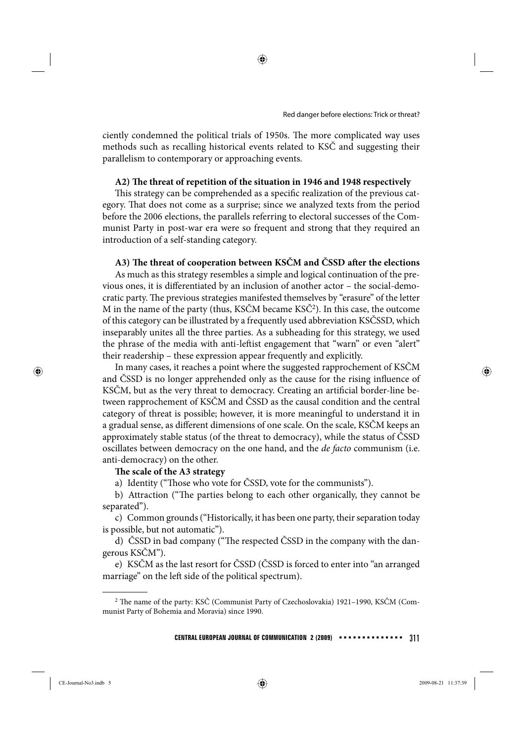ciently condemned the political trials of 1950s. The more complicated way uses methods such as recalling historical events related to KSČ and suggesting their parallelism to contemporary or approaching events.

**A2) The threat of repetition of the situation in 1946 and 1948 respectively**

This strategy can be comprehended as a specific realization of the previous category. That does not come as a surprise; since we analyzed texts from the period before the 2006 elections, the parallels referring to electoral successes of the Communist Party in post-war era were so frequent and strong that they required an introduction of a self-standing category.

**A3) The threat of cooperation between KSČM and ČSSD after the elections**

As much as this strategy resembles a simple and logical continuation of the previous ones, it is differentiated by an inclusion of another actor – the social-democratic party. The previous strategies manifested themselves by "erasure" of the letter M in the name of the party (thus, KSČM became KSČ[2]). In this case, the outcome of this category can be illustrated by a frequently used abbreviation KSČSSD, which inseparably unites all the three parties. As a subheading for this strategy, we used the phrase of the media with anti-leftist engagement that "warn" or even "alert" their readership – these expression appear frequently and explicitly.

In many cases, it reaches a point where the suggested rapprochement of KSČM and ČSSD is no longer apprehended only as the cause for the rising influence of KSČM, but as the very threat to democracy. Creating an artificial border-line between rapprochement of KSČM and ČSSD as the causal condition and the central category of threat is possible; however, it is more meaningful to understand it in a gradual sense, as different dimensions of one scale. On the scale, KSČM keeps an approximately stable status (of the threat to democracy), while the status of ČSSD oscillates between democracy on the one hand, and the *de facto* communism (i.e. anti-democracy) on the other.

**The scale of the A3 strategy**

a) Identity ("Those who vote for ČSSD, vote for the communists").

b) Attraction ("The parties belong to each other organically, they cannot be separated").

c) Common grounds ("Historically, it has been one party, their separation today is possible, but not automatic").

d) ČSSD in bad company ("The respected ČSSD in the company with the dangerous KSČM").

e) KSČM as the last resort for ČSSD (ČSSD is forced to enter into "an arranged marriage" on the left side of the political spectrum).

---

[2] The name of the party: KSČ (Communist Party of Czechoslovakia) 1921–1990, KSČM (Communist Party of Bohemia and Moravia) since 1990.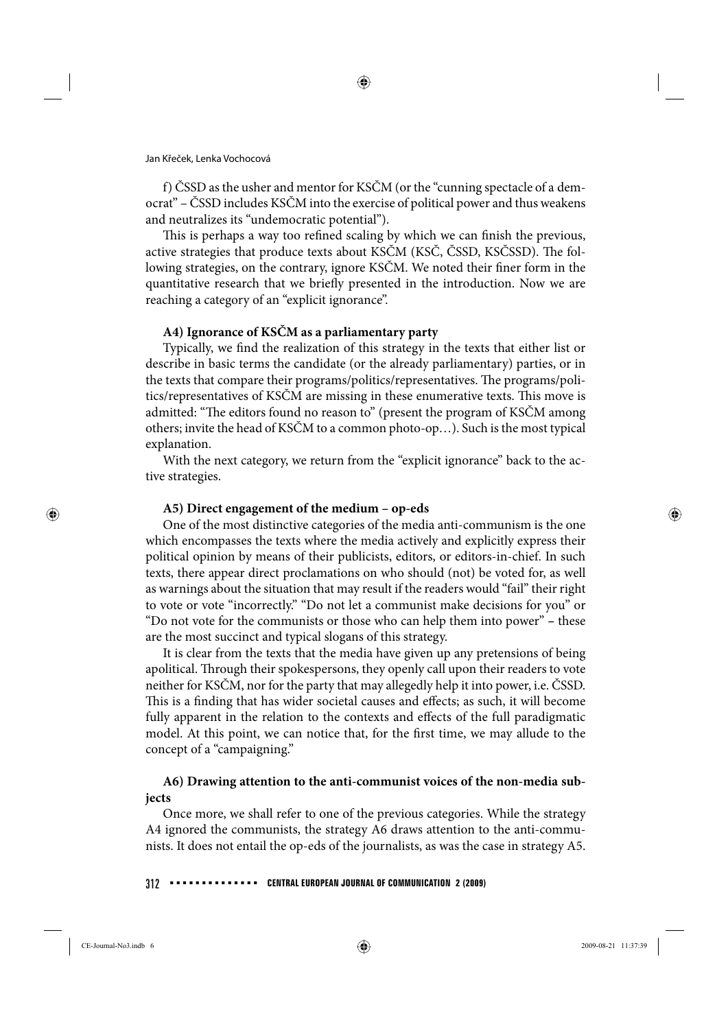f) ČSSD as the usher and mentor for KSČM (or the "cunning spectacle of a democrat" – ČSSD includes KSČM into the exercise of political power and thus weakens and neutralizes its "undemocratic potential").

This is perhaps a way too refined scaling by which we can finish the previous, active strategies that produce texts about KSČM (KSČ, ČSSD, KSČSSD). The following strategies, on the contrary, ignore KSČM. We noted their finer form in the quantitative research that we briefly presented in the introduction. Now we are reaching a category of an "explicit ignorance".

**A4) Ignorance of KSČM as a parliamentary party**

Typically, we find the realization of this strategy in the texts that either list or describe in basic terms the candidate (or the already parliamentary) parties, or in the texts that compare their programs/politics/representatives. The programs/politics/representatives of KSČM are missing in these enumerative texts. This move is admitted: "The editors found no reason to" (present the program of KSČM among others; invite the head of KSČM to a common photo-op…). Such is the most typical explanation.

With the next category, we return from the "explicit ignorance" back to the active strategies.

**A5) Direct engagement of the medium – op-eds**

One of the most distinctive categories of the media anti-communism is the one which encompasses the texts where the media actively and explicitly express their political opinion by means of their publicists, editors, or editors-in-chief. In such texts, there appear direct proclamations on who should (not) be voted for, as well as warnings about the situation that may result if the readers would "fail" their right to vote or vote "incorrectly." "Do not let a communist make decisions for you" or "Do not vote for the communists or those who can help them into power" – these are the most succinct and typical slogans of this strategy.

It is clear from the texts that the media have given up any pretensions of being apolitical. Through their spokespersons, they openly call upon their readers to vote neither for KSČM, nor for the party that may allegedly help it into power, i.e. ČSSD. This is a finding that has wider societal causes and effects; as such, it will become fully apparent in the relation to the contexts and effects of the full paradigmatic model. At this point, we can notice that, for the first time, we may allude to the concept of a "campaigning."

**A6) Drawing attention to the anti-communist voices of the non-media subjects**

Once more, we shall refer to one of the previous categories. While the strategy A4 ignored the communists, the strategy A6 draws attention to the anti-communists. It does not entail the op-eds of the journalists, as was the case in strategy A5.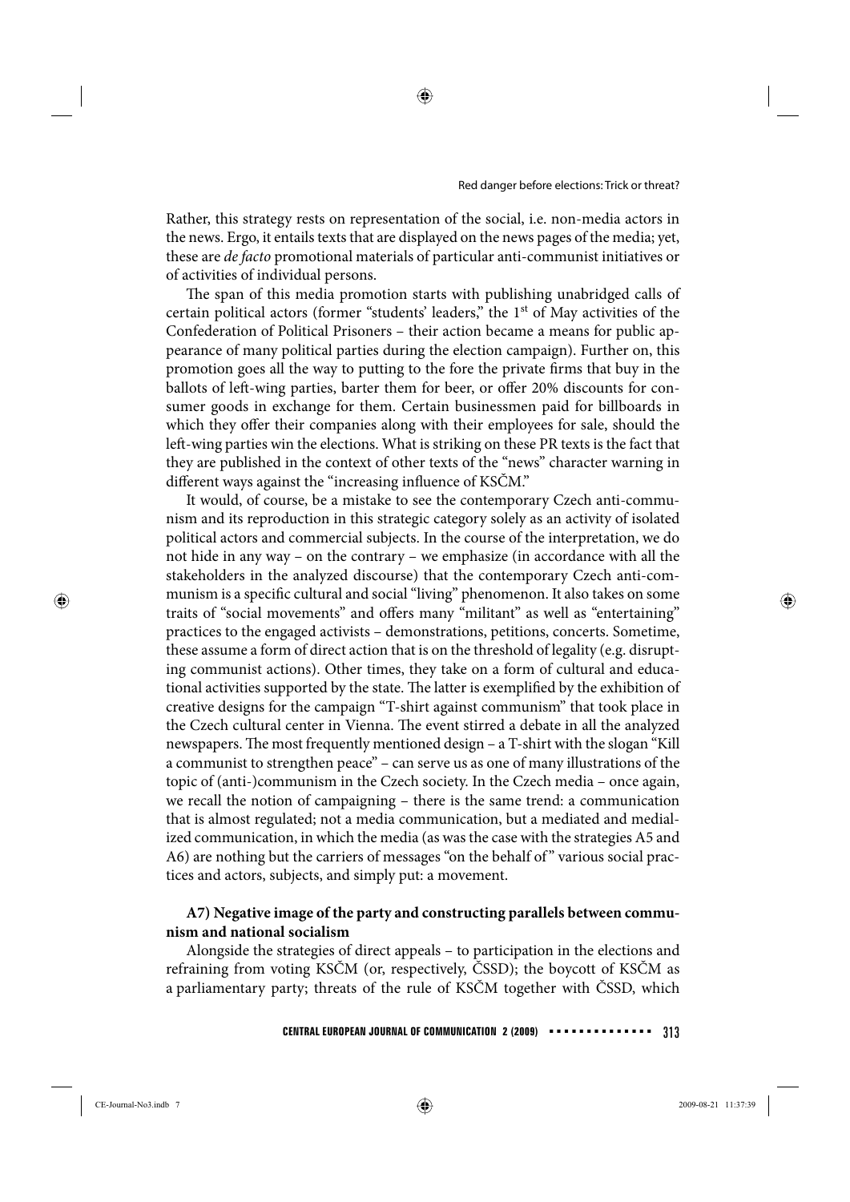Rather, this strategy rests on representation of the social, i.e. non-media actors in the news. Ergo, it entails texts that are displayed on the news pages of the media; yet, these are *de facto* promotional materials of particular anti-communist initiatives or of activities of individual persons.

The span of this media promotion starts with publishing unabridged calls of certain political actors (former "students' leaders," the 1st of May activities of the Confederation of Political Prisoners – their action became a means for public appearance of many political parties during the election campaign). Further on, this promotion goes all the way to putting to the fore the private firms that buy in the ballots of left-wing parties, barter them for beer, or offer 20% discounts for consumer goods in exchange for them. Certain businessmen paid for billboards in which they offer their companies along with their employees for sale, should the left-wing parties win the elections. What is striking on these PR texts is the fact that they are published in the context of other texts of the "news" character warning in different ways against the "increasing influence of KSČM."

It would, of course, be a mistake to see the contemporary Czech anti-communism and its reproduction in this strategic category solely as an activity of isolated political actors and commercial subjects. In the course of the interpretation, we do not hide in any way – on the contrary – we emphasize (in accordance with all the stakeholders in the analyzed discourse) that the contemporary Czech anti-communism is a specific cultural and social "living" phenomenon. It also takes on some traits of "social movements" and offers many "militant" as well as "entertaining" practices to the engaged activists – demonstrations, petitions, concerts. Sometime, these assume a form of direct action that is on the threshold of legality (e.g. disrupting communist actions). Other times, they take on a form of cultural and educational activities supported by the state. The latter is exemplified by the exhibition of creative designs for the campaign "T-shirt against communism" that took place in the Czech cultural center in Vienna. The event stirred a debate in all the analyzed newspapers. The most frequently mentioned design – a T-shirt with the slogan "Kill a communist to strengthen peace" – can serve us as one of many illustrations of the topic of (anti-)communism in the Czech society. In the Czech media – once again, we recall the notion of campaigning – there is the same trend: a communication that is almost regulated; not a media communication, but a mediated and medialized communication, in which the media (as was the case with the strategies A5 and A6) are nothing but the carriers of messages "on the behalf of" various social practices and actors, subjects, and simply put: a movement.

**A7) Negative image of the party and constructing parallels between communism and national socialism**

Alongside the strategies of direct appeals – to participation in the elections and refraining from voting KSČM (or, respectively, ČSSD); the boycott of KSČM as a parliamentary party; threats of the rule of KSČM together with ČSSD, which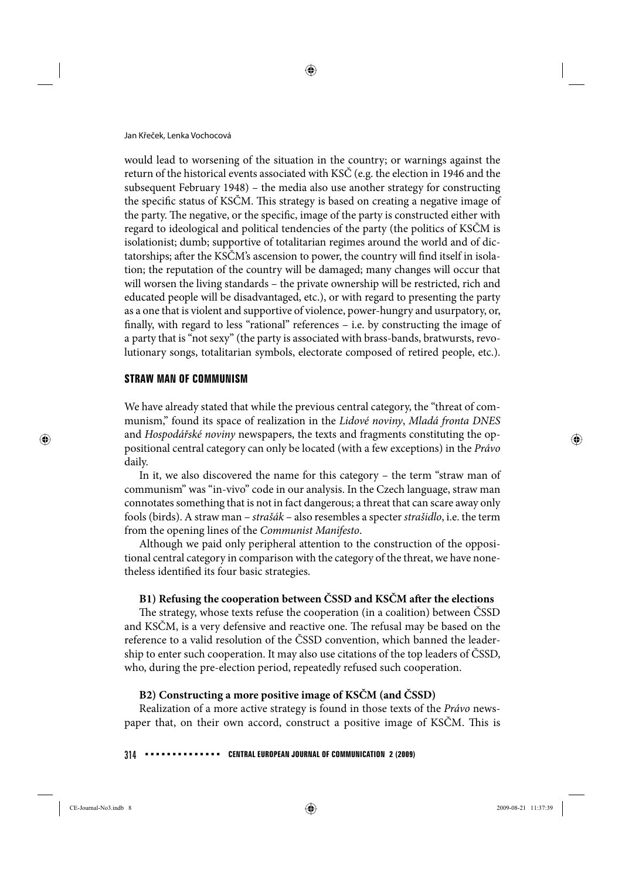would lead to worsening of the situation in the country; or warnings against the return of the historical events associated with KSČ (e.g. the election in 1946 and the subsequent February 1948) – the media also use another strategy for constructing the specific status of KSČM. This strategy is based on creating a negative image of the party. The negative, or the specific, image of the party is constructed either with regard to ideological and political tendencies of the party (the politics of KSČM is isolationist; dumb; supportive of totalitarian regimes around the world and of dictatorships; after the KSČM's ascension to power, the country will find itself in isolation; the reputation of the country will be damaged; many changes will occur that will worsen the living standards – the private ownership will be restricted, rich and educated people will be disadvantaged, etc.), or with regard to presenting the party as a one that is violent and supportive of violence, power-hungry and usurpatory, or, finally, with regard to less "rational" references – i.e. by constructing the image of a party that is "not sexy" (the party is associated with brass-bands, bratwursts, revolutionary songs, totalitarian symbols, electorate composed of retired people, etc.).

## STRAW MAN OF COMMUNISM

We have already stated that while the previous central category, the "threat of communism," found its space of realization in the *Lidové noviny*, *Mladá fronta DNES* and *Hospodářské noviny* newspapers, the texts and fragments constituting the oppositional central category can only be located (with a few exceptions) in the *Právo* daily.

In it, we also discovered the name for this category – the term "straw man of communism" was "in-vivo" code in our analysis. In the Czech language, straw man connotates something that is not in fact dangerous; a threat that can scare away only fools (birds). A straw man – *strašák* – also resembles a specter *strašidlo*, i.e. the term from the opening lines of the *Communist Manifesto*.

Although we paid only peripheral attention to the construction of the oppositional central category in comparison with the category of the threat, we have nonetheless identified its four basic strategies.

### B1) Refusing the cooperation between ČSSD and KSČM after the elections

The strategy, whose texts refuse the cooperation (in a coalition) between ČSSD and KSČM, is a very defensive and reactive one. The refusal may be based on the reference to a valid resolution of the ČSSD convention, which banned the leadership to enter such cooperation. It may also use citations of the top leaders of ČSSD, who, during the pre-election period, repeatedly refused such cooperation.

### B2) Constructing a more positive image of KSČM (and ČSSD)

Realization of a more active strategy is found in those texts of the *Právo* newspaper that, on their own accord, construct a positive image of KSČM. This is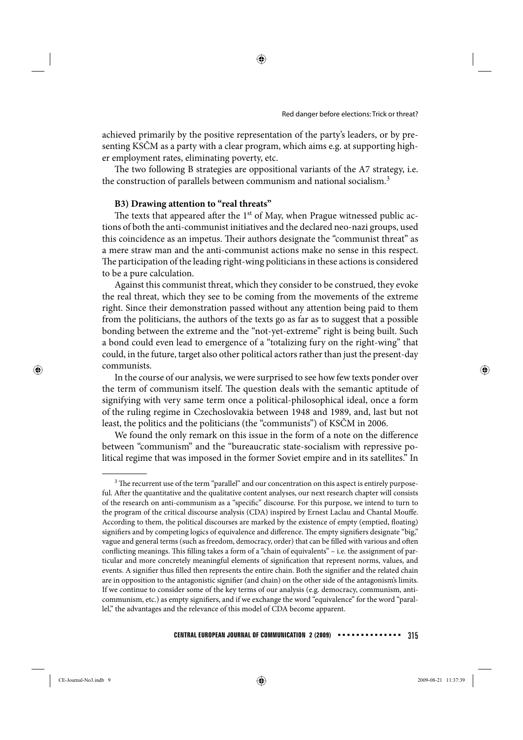achieved primarily by the positive representation of the party's leaders, or by presenting KSČM as a party with a clear program, which aims e.g. at supporting higher employment rates, eliminating poverty, etc.

The two following B strategies are oppositional variants of the A7 strategy, i.e. the construction of parallels between communism and national socialism.[3]

**B3) Drawing attention to "real threats"**

The texts that appeared after the 1st of May, when Prague witnessed public actions of both the anti-communist initiatives and the declared neo-nazi groups, used this coincidence as an impetus. Their authors designate the "communist threat" as a mere straw man and the anti-communist actions make no sense in this respect. The participation of the leading right-wing politicians in these actions is considered to be a pure calculation.

Against this communist threat, which they consider to be construed, they evoke the real threat, which they see to be coming from the movements of the extreme right. Since their demonstration passed without any attention being paid to them from the politicians, the authors of the texts go as far as to suggest that a possible bonding between the extreme and the "not-yet-extreme" right is being built. Such a bond could even lead to emergence of a "totalizing fury on the right-wing" that could, in the future, target also other political actors rather than just the present-day communists.

In the course of our analysis, we were surprised to see how few texts ponder over the term of communism itself. The question deals with the semantic aptitude of signifying with very same term once a political-philosophical ideal, once a form of the ruling regime in Czechoslovakia between 1948 and 1989, and, last but not least, the politics and the politicians (the "communists") of KSČM in 2006.

We found the only remark on this issue in the form of a note on the difference between "communism" and the "bureaucratic state-socialism with repressive political regime that was imposed in the former Soviet empire and in its satellites." In

---

[3] The recurrent use of the term "parallel" and our concentration on this aspect is entirely purposeful. After the quantitative and the qualitative content analyses, our next research chapter will consists of the research on anti-communism as a "specific" discourse. For this purpose, we intend to turn to the program of the critical discourse analysis (CDA) inspired by Ernest Laclau and Chantal Mouffe. According to them, the political discourses are marked by the existence of empty (emptied, floating) signifiers and by competing logics of equivalence and difference. The empty signifiers designate "big," vague and general terms (such as freedom, democracy, order) that can be filled with various and often conflicting meanings. This filling takes a form of a "chain of equivalents" – i.e. the assignment of particular and more concretely meaningful elements of signification that represent norms, values, and events. A signifier thus filled then represents the entire chain. Both the signifier and the related chain are in opposition to the antagonistic signifier (and chain) on the other side of the antagonism's limits. If we continue to consider some of the key terms of our analysis (e.g. democracy, communism, anti-communism, etc.) as empty signifiers, and if we exchange the word "equivalence" for the word "parallel," the advantages and the relevance of this model of CDA become apparent.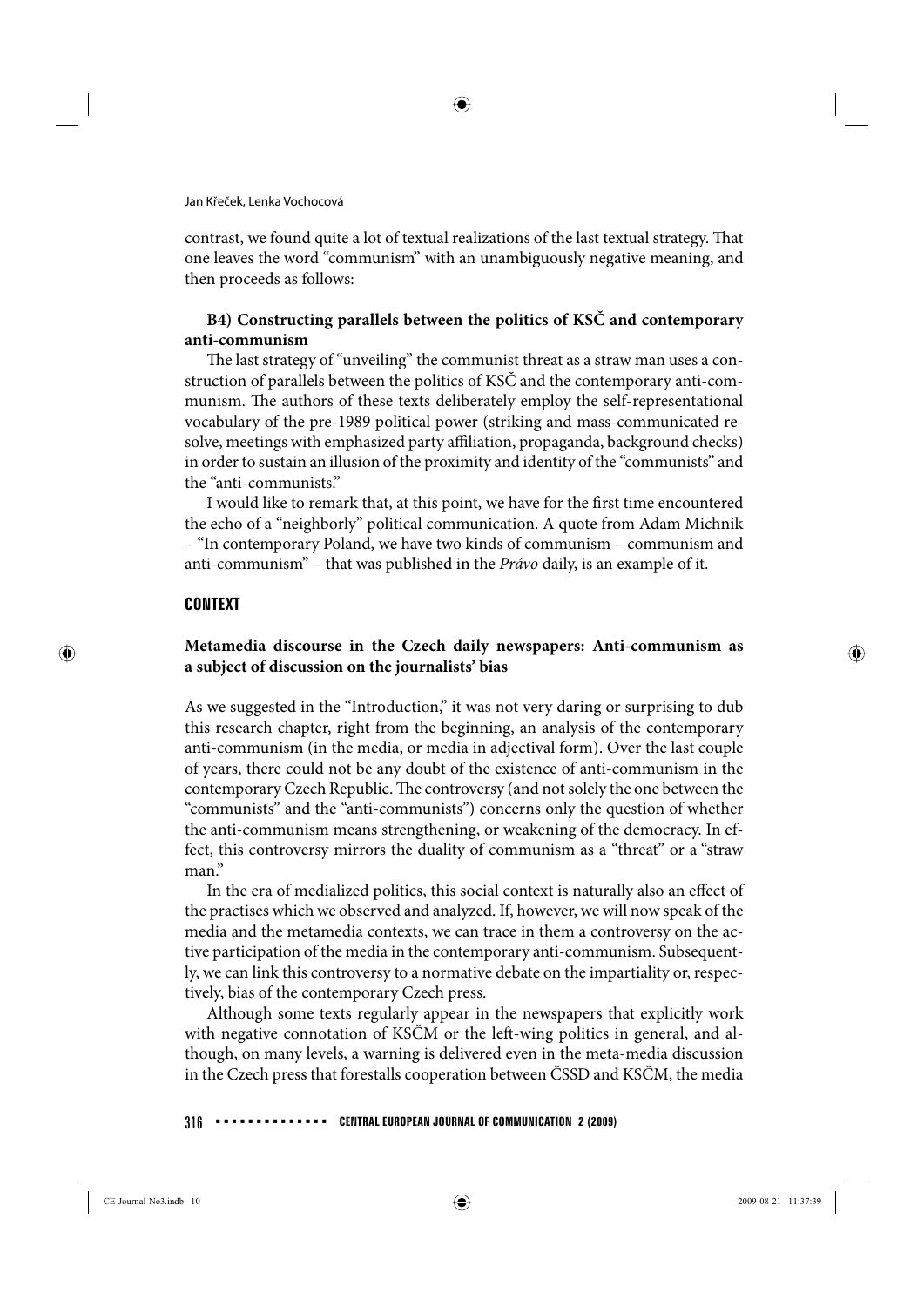contrast, we found quite a lot of textual realizations of the last textual strategy. That one leaves the word "communism" with an unambiguously negative meaning, and then proceeds as follows:

**B4) Constructing parallels between the politics of KSČ and contemporary anti-communism**

The last strategy of "unveiling" the communist threat as a straw man uses a construction of parallels between the politics of KSČ and the contemporary anti-communism. The authors of these texts deliberately employ the self-representational vocabulary of the pre-1989 political power (striking and mass-communicated resolve, meetings with emphasized party affiliation, propaganda, background checks) in order to sustain an illusion of the proximity and identity of the "communists" and the "anti-communists."

I would like to remark that, at this point, we have for the first time encountered the echo of a "neighborly" political communication. A quote from Adam Michnik – "In contemporary Poland, we have two kinds of communism – communism and anti-communism" – that was published in the *Právo* daily, is an example of it.

## CONTEXT

### Metamedia discourse in the Czech daily newspapers: Anti-communism as a subject of discussion on the journalists' bias

As we suggested in the "Introduction," it was not very daring or surprising to dub this research chapter, right from the beginning, an analysis of the contemporary anti-communism (in the media, or media in adjectival form). Over the last couple of years, there could not be any doubt of the existence of anti-communism in the contemporary Czech Republic. The controversy (and not solely the one between the "communists" and the "anti-communists") concerns only the question of whether the anti-communism means strengthening, or weakening of the democracy. In effect, this controversy mirrors the duality of communism as a "threat" or a "straw man."

In the era of medialized politics, this social context is naturally also an effect of the practises which we observed and analyzed. If, however, we will now speak of the media and the metamedia contexts, we can trace in them a controversy on the active participation of the media in the contemporary anti-communism. Subsequently, we can link this controversy to a normative debate on the impartiality or, respectively, bias of the contemporary Czech press.

Although some texts regularly appear in the newspapers that explicitly work with negative connotation of KSČM or the left-wing politics in general, and although, on many levels, a warning is delivered even in the meta-media discussion in the Czech press that forestalls cooperation between ČSSD and KSČM, the media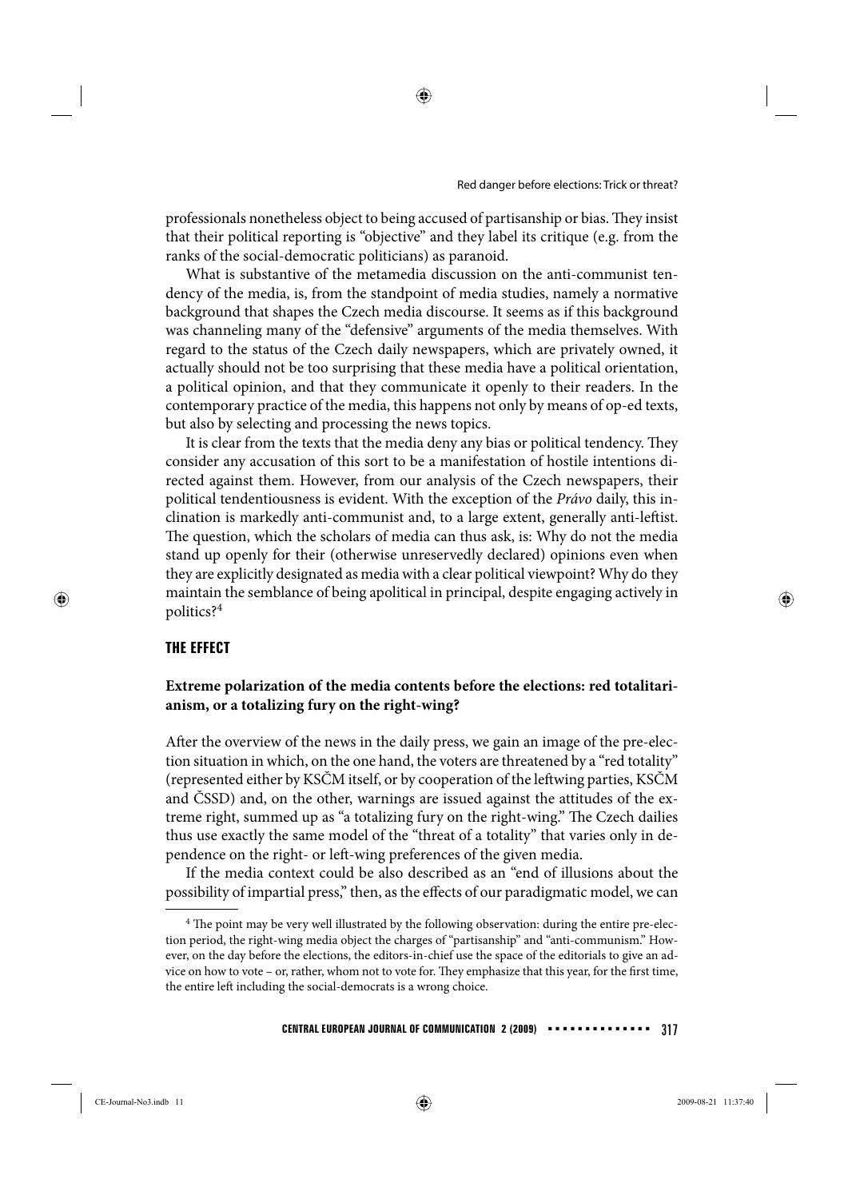professionals nonetheless object to being accused of partisanship or bias. They insist that their political reporting is "objective" and they label its critique (e.g. from the ranks of the social-democratic politicians) as paranoid.

What is substantive of the metamedia discussion on the anti-communist tendency of the media, is, from the standpoint of media studies, namely a normative background that shapes the Czech media discourse. It seems as if this background was channeling many of the "defensive" arguments of the media themselves. With regard to the status of the Czech daily newspapers, which are privately owned, it actually should not be too surprising that these media have a political orientation, a political opinion, and that they communicate it openly to their readers. In the contemporary practice of the media, this happens not only by means of op-ed texts, but also by selecting and processing the news topics.

It is clear from the texts that the media deny any bias or political tendency. They consider any accusation of this sort to be a manifestation of hostile intentions directed against them. However, from our analysis of the Czech newspapers, their political tendentiousness is evident. With the exception of the *Právo* daily, this inclination is markedly anti-communist and, to a large extent, generally anti-leftist. The question, which the scholars of media can thus ask, is: Why do not the media stand up openly for their (otherwise unreservedly declared) opinions even when they are explicitly designated as media with a clear political viewpoint? Why do they maintain the semblance of being apolitical in principal, despite engaging actively in politics?[4]

## THE EFFECT

### Extreme polarization of the media contents before the elections: red totalitarianism, or a totalizing fury on the right-wing?

After the overview of the news in the daily press, we gain an image of the pre-election situation in which, on the one hand, the voters are threatened by a "red totality" (represented either by KSČM itself, or by cooperation of the leftwing parties, KSČM and ČSSD) and, on the other, warnings are issued against the attitudes of the extreme right, summed up as "a totalizing fury on the right-wing." The Czech dailies thus use exactly the same model of the "threat of a totality" that varies only in dependence on the right- or left-wing preferences of the given media.

If the media context could be also described as an "end of illusions about the possibility of impartial press," then, as the effects of our paradigmatic model, we can

---

[4] The point may be very well illustrated by the following observation: during the entire pre-election period, the right-wing media object the charges of "partisanship" and "anti-communism." However, on the day before the elections, the editors-in-chief use the space of the editorials to give an advice on how to vote – or, rather, whom not to vote for. They emphasize that this year, for the first time, the entire left including the social-democrats is a wrong choice.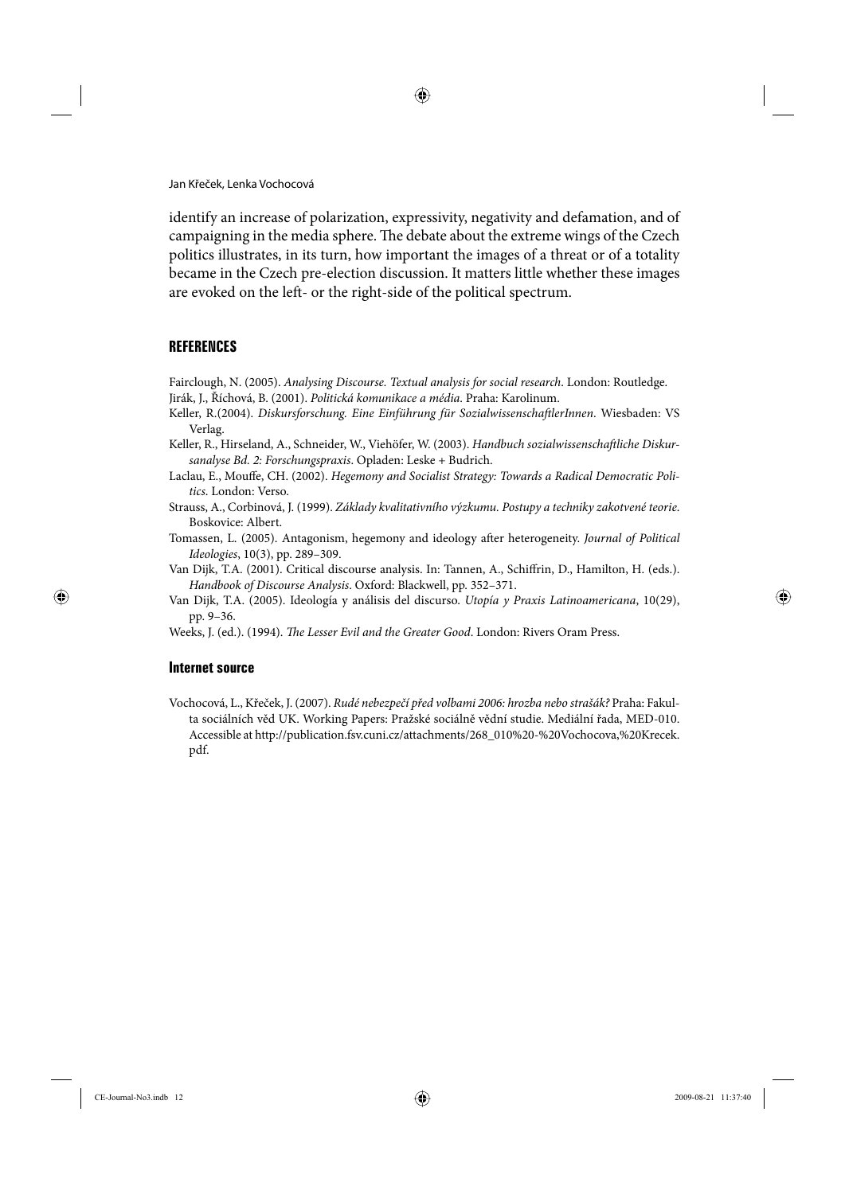identify an increase of polarization, expressivity, negativity and defamation, and of campaigning in the media sphere. The debate about the extreme wings of the Czech politics illustrates, in its turn, how important the images of a threat or of a totality became in the Czech pre-election discussion. It matters little whether these images are evoked on the left- or the right-side of the political spectrum.

## REFERENCES

Fairclough, N. (2005). *Analysing Discourse. Textual analysis for social research*. London: Routledge.

Jirák, J., Říchová, B. (2001). *Politická komunikace a média*. Praha: Karolinum.

Keller, R.(2004). *Diskursforschung. Eine Einführung für SozialwissenschaftlerInnen*. Wiesbaden: VS Verlag.

Keller, R., Hirseland, A., Schneider, W., Viehöfer, W. (2003). *Handbuch sozialwissenschaftliche Diskursanalyse Bd. 2: Forschungspraxis*. Opladen: Leske + Budrich.

Laclau, E., Mouffe, CH. (2002). *Hegemony and Socialist Strategy: Towards a Radical Democratic Politics*. London: Verso.

Strauss, A., Corbinová, J. (1999). *Základy kvalitativního výzkumu. Postupy a techniky zakotvené teorie*. Boskovice: Albert.

Tomassen, L. (2005). Antagonism, hegemony and ideology after heterogeneity. *Journal of Political Ideologies*, 10(3), pp. 289–309.

Van Dijk, T.A. (2001). Critical discourse analysis. In: Tannen, A., Schiffrin, D., Hamilton, H. (eds.). *Handbook of Discourse Analysis*. Oxford: Blackwell, pp. 352–371.

Van Dijk, T.A. (2005). Ideología y análisis del discurso. *Utopía y Praxis Latinoamericana*, 10(29), pp. 9–36.

Weeks, J. (ed.). (1994). *The Lesser Evil and the Greater Good*. London: Rivers Oram Press.

### Internet source

Vochocová, L., Křeček, J. (2007). *Rudé nebezpečí před volbami 2006: hrozba nebo strašák?* Praha: Fakulta sociálních věd UK. Working Papers: Pražské sociálně vědní studie. Mediální řada, MED-010. Accessible at http://publication.fsv.cuni.cz/attachments/268_010%20-%20Vochocova,%20Krecek.pdf.